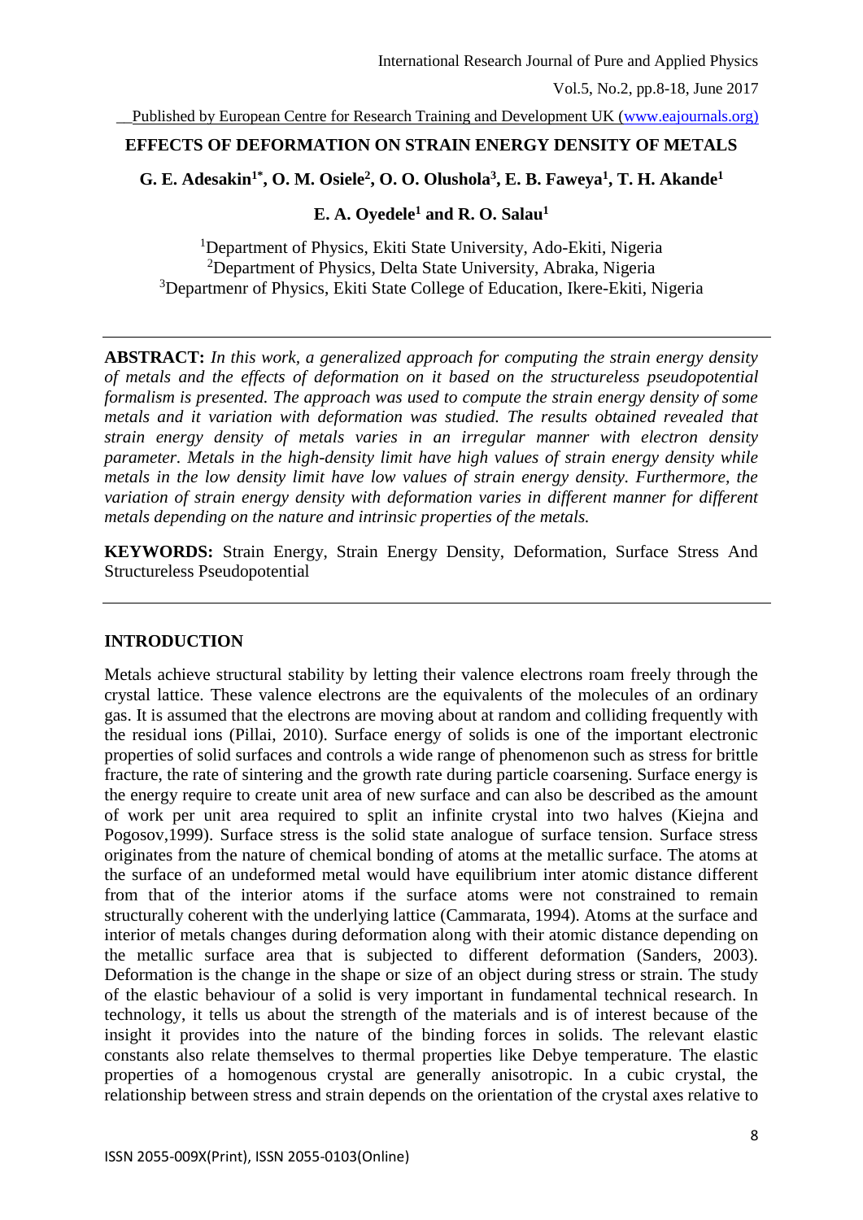# EFFECTS OF DEFORMATION ON STRAIN ENERGY DENSITY OF METALS

**G. E. Adesakin[1*], O. M. Osiele[2], O. O. Olushola[3], E. B. Faweya[1], T. H. Akande[1]**

**E. A. Oyedele[1] and R. O. Salau[1]**

[1]Department of Physics, Ekiti State University, Ado-Ekiti, Nigeria
[2]Department of Physics, Delta State University, Abraka, Nigeria
[3]Departmenr of Physics, Ekiti State College of Education, Ikere-Ekiti, Nigeria

---

**ABSTRACT:** *In this work, a generalized approach for computing the strain energy density of metals and the effects of deformation on it based on the structureless pseudopotential formalism is presented. The approach was used to compute the strain energy density of some metals and it variation with deformation was studied. The results obtained revealed that strain energy density of metals varies in an irregular manner with electron density parameter. Metals in the high-density limit have high values of strain energy density while metals in the low density limit have low values of strain energy density. Furthermore, the variation of strain energy density with deformation varies in different manner for different metals depending on the nature and intrinsic properties of the metals.*

**KEYWORDS:** Strain Energy, Strain Energy Density, Deformation, Surface Stress And Structureless Pseudopotential

---

## INTRODUCTION

Metals achieve structural stability by letting their valence electrons roam freely through the crystal lattice. These valence electrons are the equivalents of the molecules of an ordinary gas. It is assumed that the electrons are moving about at random and colliding frequently with the residual ions (Pillai, 2010). Surface energy of solids is one of the important electronic properties of solid surfaces and controls a wide range of phenomenon such as stress for brittle fracture, the rate of sintering and the growth rate during particle coarsening. Surface energy is the energy require to create unit area of new surface and can also be described as the amount of work per unit area required to split an infinite crystal into two halves (Kiejna and Pogosov,1999). Surface stress is the solid state analogue of surface tension. Surface stress originates from the nature of chemical bonding of atoms at the metallic surface. The atoms at the surface of an undeformed metal would have equilibrium inter atomic distance different from that of the interior atoms if the surface atoms were not constrained to remain structurally coherent with the underlying lattice (Cammarata, 1994). Atoms at the surface and interior of metals changes during deformation along with their atomic distance depending on the metallic surface area that is subjected to different deformation (Sanders, 2003). Deformation is the change in the shape or size of an object during stress or strain. The study of the elastic behaviour of a solid is very important in fundamental technical research. In technology, it tells us about the strength of the materials and is of interest because of the insight it provides into the nature of the binding forces in solids. The relevant elastic constants also relate themselves to thermal properties like Debye temperature. The elastic properties of a homogenous crystal are generally anisotropic. In a cubic crystal, the relationship between stress and strain depends on the orientation of the crystal axes relative to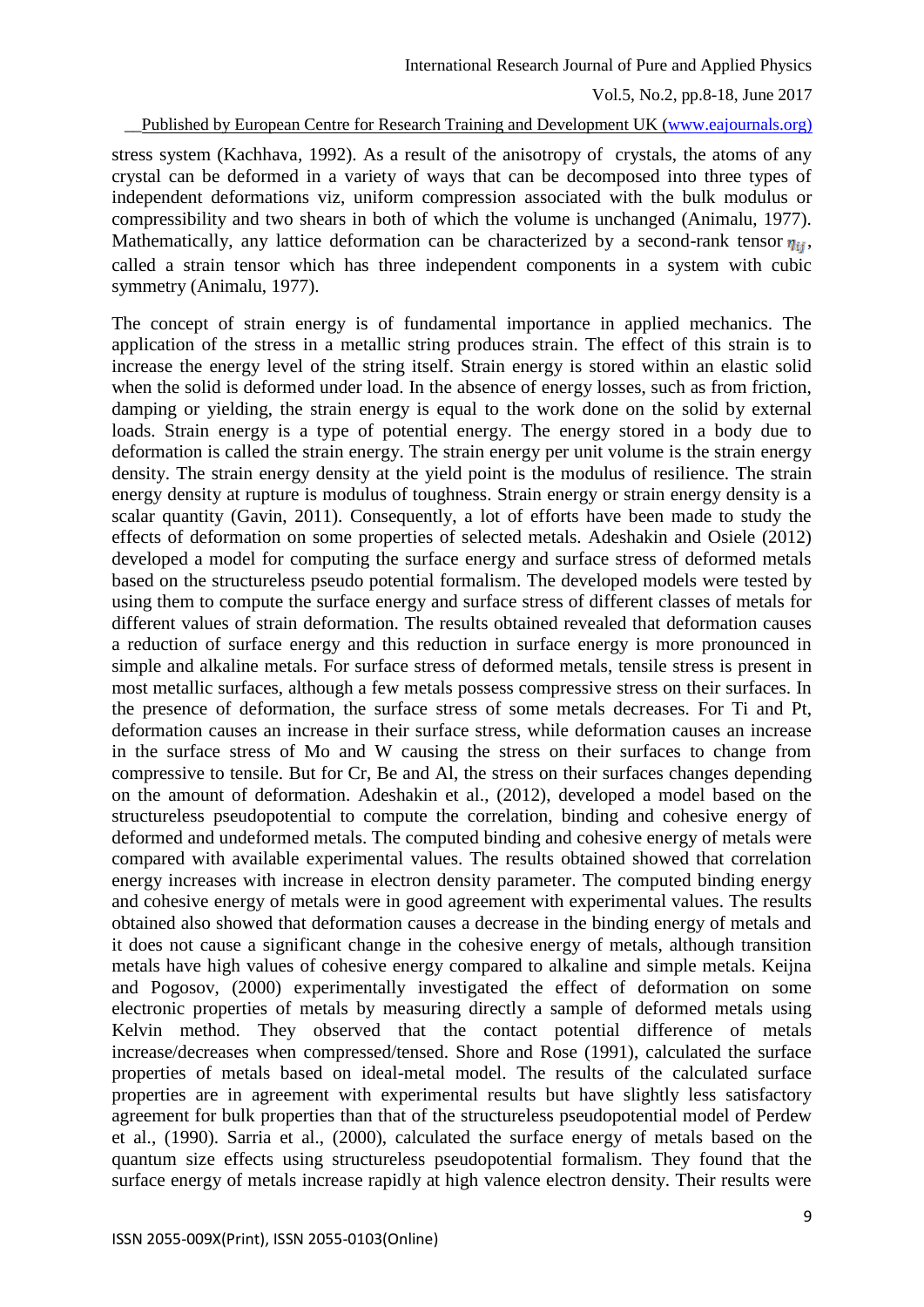stress system (Kachhava, 1992). As a result of the anisotropy of crystals, the atoms of any crystal can be deformed in a variety of ways that can be decomposed into three types of independent deformations viz, uniform compression associated with the bulk modulus or compressibility and two shears in both of which the volume is unchanged (Animalu, 1977). Mathematically, any lattice deformation can be characterized by a second-rank tensor $\eta_{ij}$, called a strain tensor which has three independent components in a system with cubic symmetry (Animalu, 1977).

The concept of strain energy is of fundamental importance in applied mechanics. The application of the stress in a metallic string produces strain. The effect of this strain is to increase the energy level of the string itself. Strain energy is stored within an elastic solid when the solid is deformed under load. In the absence of energy losses, such as from friction, damping or yielding, the strain energy is equal to the work done on the solid by external loads. Strain energy is a type of potential energy. The energy stored in a body due to deformation is called the strain energy. The strain energy per unit volume is the strain energy density. The strain energy density at the yield point is the modulus of resilience. The strain energy density at rupture is modulus of toughness. Strain energy or strain energy density is a scalar quantity (Gavin, 2011). Consequently, a lot of efforts have been made to study the effects of deformation on some properties of selected metals. Adeshakin and Osiele (2012) developed a model for computing the surface energy and surface stress of deformed metals based on the structureless pseudo potential formalism. The developed models were tested by using them to compute the surface energy and surface stress of different classes of metals for different values of strain deformation. The results obtained revealed that deformation causes a reduction of surface energy and this reduction in surface energy is more pronounced in simple and alkaline metals. For surface stress of deformed metals, tensile stress is present in most metallic surfaces, although a few metals possess compressive stress on their surfaces. In the presence of deformation, the surface stress of some metals decreases. For Ti and Pt, deformation causes an increase in their surface stress, while deformation causes an increase in the surface stress of Mo and W causing the stress on their surfaces to change from compressive to tensile. But for Cr, Be and Al, the stress on their surfaces changes depending on the amount of deformation. Adeshakin et al., (2012), developed a model based on the structureless pseudopotential to compute the correlation, binding and cohesive energy of deformed and undeformed metals. The computed binding and cohesive energy of metals were compared with available experimental values. The results obtained showed that correlation energy increases with increase in electron density parameter. The computed binding energy and cohesive energy of metals were in good agreement with experimental values. The results obtained also showed that deformation causes a decrease in the binding energy of metals and it does not cause a significant change in the cohesive energy of metals, although transition metals have high values of cohesive energy compared to alkaline and simple metals. Keijna and Pogosov, (2000) experimentally investigated the effect of deformation on some electronic properties of metals by measuring directly a sample of deformed metals using Kelvin method. They observed that the contact potential difference of metals increase/decreases when compressed/tensed. Shore and Rose (1991), calculated the surface properties of metals based on ideal-metal model. The results of the calculated surface properties are in agreement with experimental results but have slightly less satisfactory agreement for bulk properties than that of the structureless pseudopotential model of Perdew et al., (1990). Sarria et al., (2000), calculated the surface energy of metals based on the quantum size effects using structureless pseudopotential formalism. They found that the surface energy of metals increase rapidly at high valence electron density. Their results were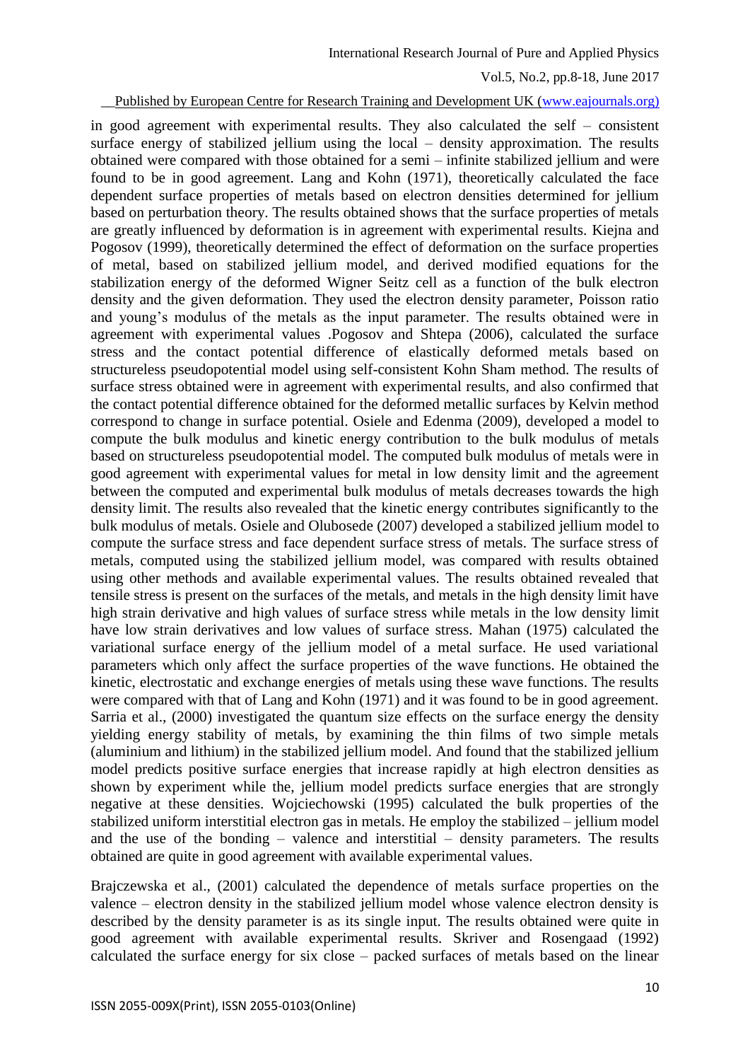in good agreement with experimental results. They also calculated the self – consistent surface energy of stabilized jellium using the local – density approximation. The results obtained were compared with those obtained for a semi – infinite stabilized jellium and were found to be in good agreement. Lang and Kohn (1971), theoretically calculated the face dependent surface properties of metals based on electron densities determined for jellium based on perturbation theory. The results obtained shows that the surface properties of metals are greatly influenced by deformation is in agreement with experimental results. Kiejna and Pogosov (1999), theoretically determined the effect of deformation on the surface properties of metal, based on stabilized jellium model, and derived modified equations for the stabilization energy of the deformed Wigner Seitz cell as a function of the bulk electron density and the given deformation. They used the electron density parameter, Poisson ratio and young's modulus of the metals as the input parameter. The results obtained were in agreement with experimental values .Pogosov and Shtepa (2006), calculated the surface stress and the contact potential difference of elastically deformed metals based on structureless pseudopotential model using self-consistent Kohn Sham method. The results of surface stress obtained were in agreement with experimental results, and also confirmed that the contact potential difference obtained for the deformed metallic surfaces by Kelvin method correspond to change in surface potential. Osiele and Edenma (2009), developed a model to compute the bulk modulus and kinetic energy contribution to the bulk modulus of metals based on structureless pseudopotential model. The computed bulk modulus of metals were in good agreement with experimental values for metal in low density limit and the agreement between the computed and experimental bulk modulus of metals decreases towards the high density limit. The results also revealed that the kinetic energy contributes significantly to the bulk modulus of metals. Osiele and Olubosede (2007) developed a stabilized jellium model to compute the surface stress and face dependent surface stress of metals. The surface stress of metals, computed using the stabilized jellium model, was compared with results obtained using other methods and available experimental values. The results obtained revealed that tensile stress is present on the surfaces of the metals, and metals in the high density limit have high strain derivative and high values of surface stress while metals in the low density limit have low strain derivatives and low values of surface stress. Mahan (1975) calculated the variational surface energy of the jellium model of a metal surface. He used variational parameters which only affect the surface properties of the wave functions. He obtained the kinetic, electrostatic and exchange energies of metals using these wave functions. The results were compared with that of Lang and Kohn (1971) and it was found to be in good agreement. Sarria et al., (2000) investigated the quantum size effects on the surface energy the density yielding energy stability of metals, by examining the thin films of two simple metals (aluminium and lithium) in the stabilized jellium model. And found that the stabilized jellium model predicts positive surface energies that increase rapidly at high electron densities as shown by experiment while the, jellium model predicts surface energies that are strongly negative at these densities. Wojciechowski (1995) calculated the bulk properties of the stabilized uniform interstitial electron gas in metals. He employ the stabilized – jellium model and the use of the bonding – valence and interstitial – density parameters. The results obtained are quite in good agreement with available experimental values.

Brajczewska et al., (2001) calculated the dependence of metals surface properties on the valence – electron density in the stabilized jellium model whose valence electron density is described by the density parameter is as its single input. The results obtained were quite in good agreement with available experimental results. Skriver and Rosengaad (1992) calculated the surface energy for six close – packed surfaces of metals based on the linear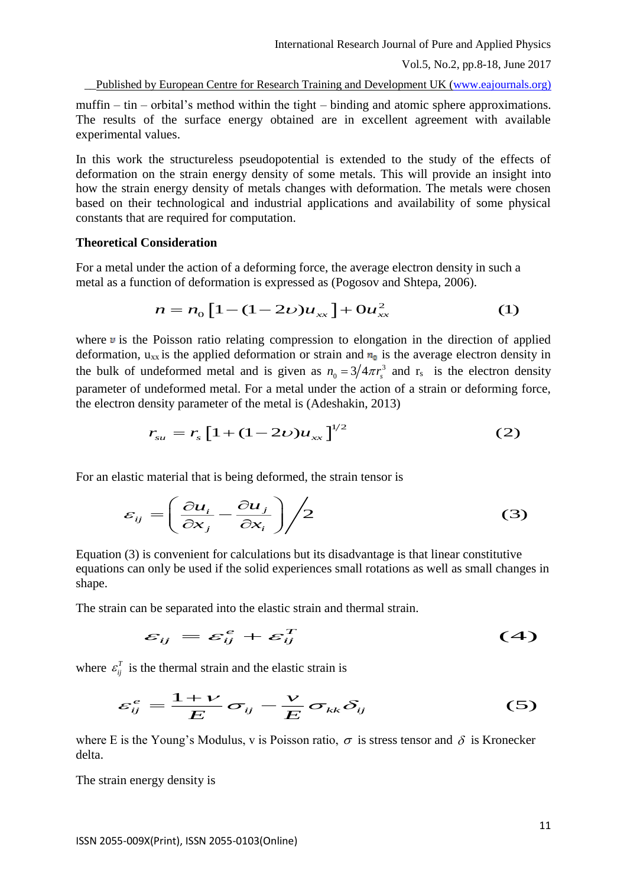muffin – tin – orbital's method within the tight – binding and atomic sphere approximations. The results of the surface energy obtained are in excellent agreement with available experimental values.

In this work the structureless pseudopotential is extended to the study of the effects of deformation on the strain energy density of some metals. This will provide an insight into how the strain energy density of metals changes with deformation. The metals were chosen based on their technological and industrial applications and availability of some physical constants that are required for computation.

**Theoretical Consideration**

For a metal under the action of a deforming force, the average electron density in such a metal as a function of deformation is expressed as (Pogosov and Shtepa, 2006).

$$n = n_0 \left[1 - (1 - 2\upsilon)u_{xx}\right] + 0u_{xx}^2 \qquad (1)$$

where $\upsilon$ is the Poisson ratio relating compression to elongation in the direction of applied deformation, $u_{xx}$ is the applied deformation or strain and $n_0$ is the average electron density in the bulk of undeformed metal and is given as $n_0 = 3/4\pi r_s^3$ and $r_s$ is the electron density parameter of undeformed metal. For a metal under the action of a strain or deforming force, the electron density parameter of the metal is (Adeshakin, 2013)

$$r_{su} = r_s \left[1 + (1 - 2\upsilon)u_{xx}\right]^{1/2} \qquad (2)$$

For an elastic material that is being deformed, the strain tensor is

$$\varepsilon_{ij} = \left( \frac{\partial u_i}{\partial x_j} - \frac{\partial u_j}{\partial x_i} \right) \Big/ 2 \qquad (3)$$

Equation (3) is convenient for calculations but its disadvantage is that linear constitutive equations can only be used if the solid experiences small rotations as well as small changes in shape.

The strain can be separated into the elastic strain and thermal strain.

$$\varepsilon_{ij} = \varepsilon_{ij}^e + \varepsilon_{ij}^T \qquad (4)$$

where $\varepsilon_{ij}^T$ is the thermal strain and the elastic strain is

$$\varepsilon_{ij}^e = \frac{1+\nu}{E}\sigma_{ij} - \frac{\nu}{E}\sigma_{kk}\delta_{ij} \qquad (5)$$

where E is the Young's Modulus, v is Poisson ratio, $\sigma$ is stress tensor and $\delta$ is Kronecker delta.

The strain energy density is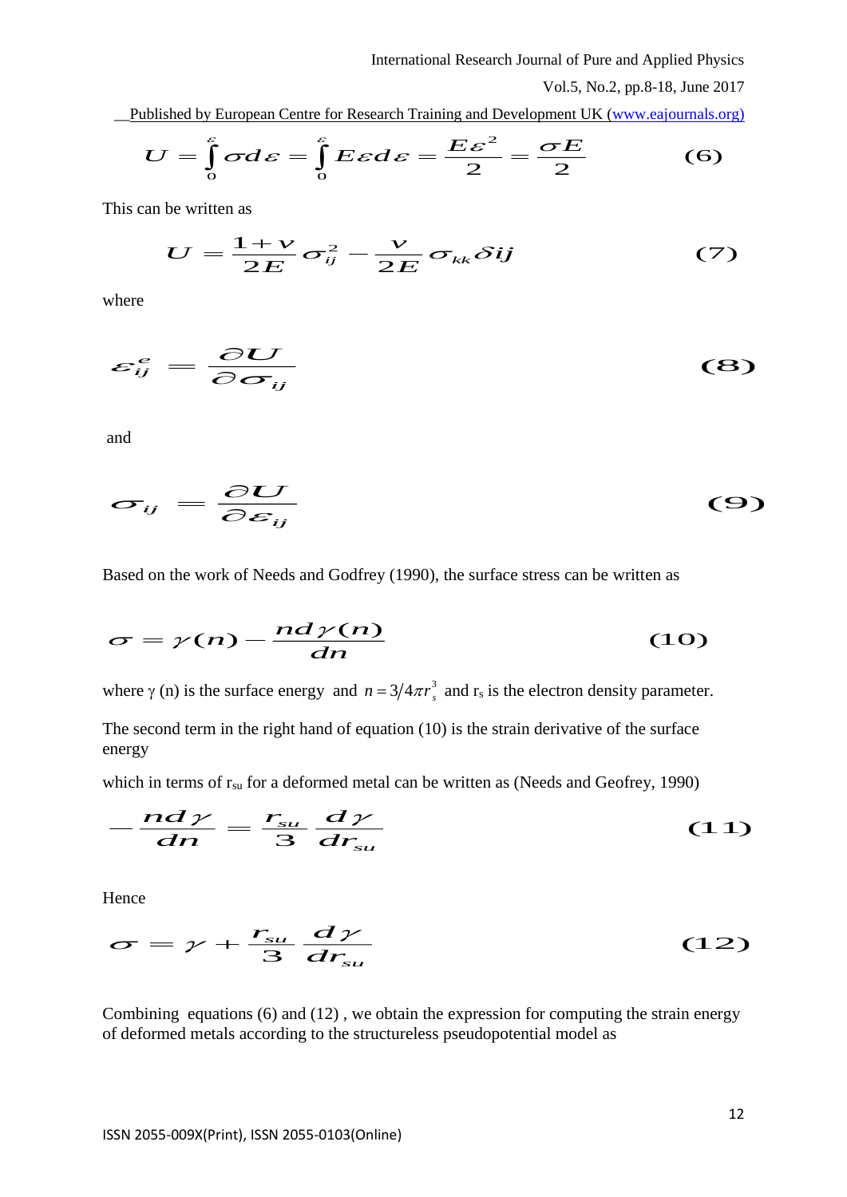$$U = \int_0^{\varepsilon} \sigma d\varepsilon = \int_0^{\varepsilon} E\varepsilon d\varepsilon = \frac{E\varepsilon^2}{2} = \frac{\sigma E}{2} \qquad (6)$$

This can be written as

$$U = \frac{1+\nu}{2E}\sigma_{ij}^2 - \frac{\nu}{2E}\sigma_{kk}\delta ij \qquad (7)$$

where

$$\varepsilon_{ij}^e = \frac{\partial U}{\partial \sigma_{ij}} \qquad (8)$$

and

$$\sigma_{ij} = \frac{\partial U}{\partial \varepsilon_{ij}} \qquad (9)$$

Based on the work of Needs and Godfrey (1990), the surface stress can be written as

$$\sigma = \gamma(n) - \frac{nd\gamma(n)}{dn} \qquad (10)$$

where γ (n) is the surface energy and $n = 3/4\pi r_s^3$ and $r_s$ is the electron density parameter.

The second term in the right hand of equation (10) is the strain derivative of the surface energy

which in terms of $r_{su}$ for a deformed metal can be written as (Needs and Geofrey, 1990)

$$-\frac{nd\gamma}{dn} = \frac{r_{su}}{3}\frac{d\gamma}{dr_{su}} \qquad (11)$$

Hence

$$\sigma = \gamma + \frac{r_{su}}{3}\frac{d\gamma}{dr_{su}} \qquad (12)$$

Combining equations (6) and (12) , we obtain the expression for computing the strain energy of deformed metals according to the structureless pseudopotential model as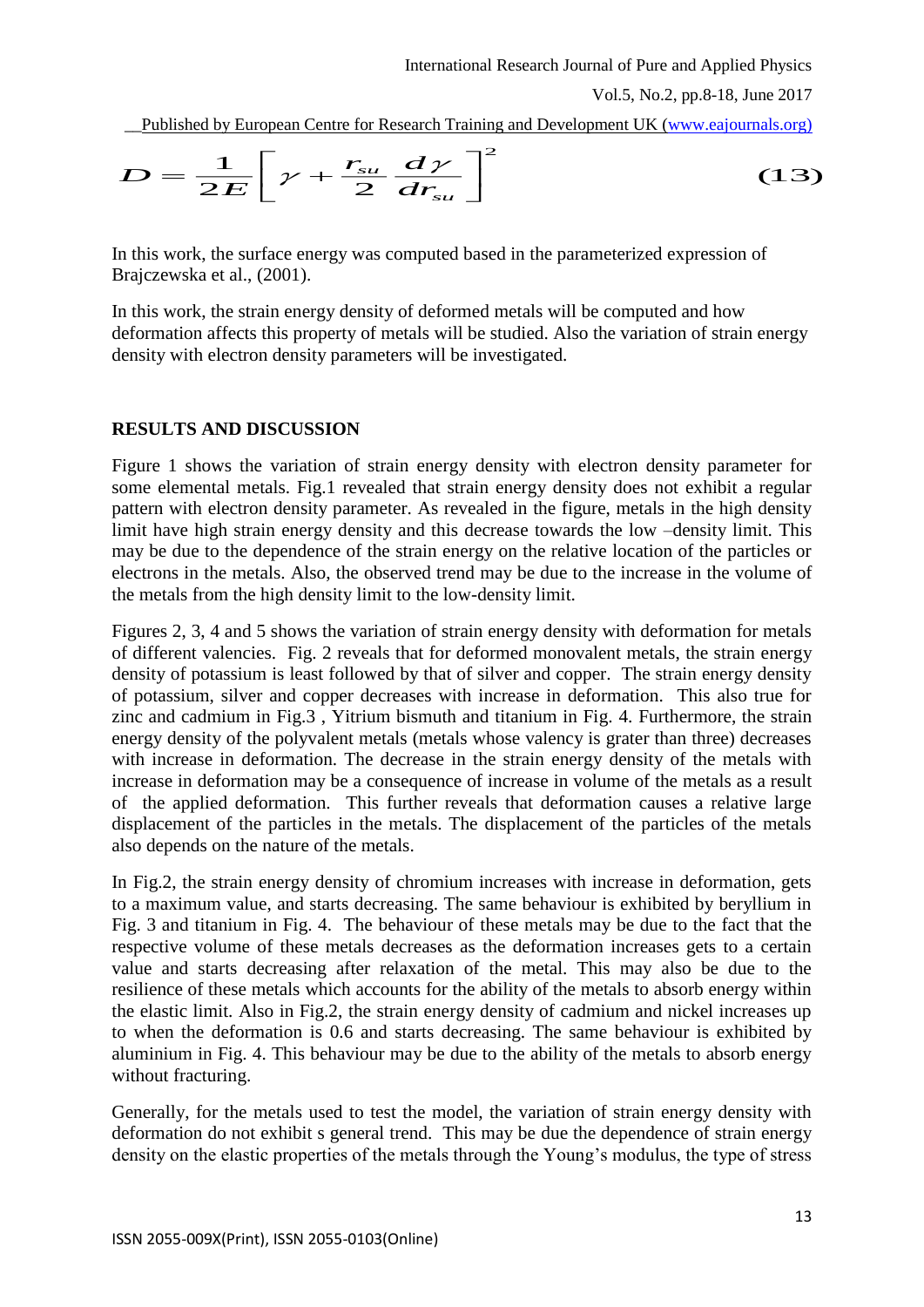$$D = \frac{1}{2E}\left[\gamma + \frac{r_{su}}{2}\frac{d\gamma}{dr_{su}}\right]^2 \tag{13}$$

In this work, the surface energy was computed based in the parameterized expression of Brajczewska et al., (2001).

In this work, the strain energy density of deformed metals will be computed and how deformation affects this property of metals will be studied. Also the variation of strain energy density with electron density parameters will be investigated.

## RESULTS AND DISCUSSION

Figure 1 shows the variation of strain energy density with electron density parameter for some elemental metals. Fig.1 revealed that strain energy density does not exhibit a regular pattern with electron density parameter. As revealed in the figure, metals in the high density limit have high strain energy density and this decrease towards the low –density limit. This may be due to the dependence of the strain energy on the relative location of the particles or electrons in the metals. Also, the observed trend may be due to the increase in the volume of the metals from the high density limit to the low-density limit.

Figures 2, 3, 4 and 5 shows the variation of strain energy density with deformation for metals of different valencies. Fig. 2 reveals that for deformed monovalent metals, the strain energy density of potassium is least followed by that of silver and copper. The strain energy density of potassium, silver and copper decreases with increase in deformation. This also true for zinc and cadmium in Fig.3 , Yitrium bismuth and titanium in Fig. 4. Furthermore, the strain energy density of the polyvalent metals (metals whose valency is grater than three) decreases with increase in deformation. The decrease in the strain energy density of the metals with increase in deformation may be a consequence of increase in volume of the metals as a result of the applied deformation. This further reveals that deformation causes a relative large displacement of the particles in the metals. The displacement of the particles of the metals also depends on the nature of the metals.

In Fig.2, the strain energy density of chromium increases with increase in deformation, gets to a maximum value, and starts decreasing. The same behaviour is exhibited by beryllium in Fig. 3 and titanium in Fig. 4. The behaviour of these metals may be due to the fact that the respective volume of these metals decreases as the deformation increases gets to a certain value and starts decreasing after relaxation of the metal. This may also be due to the resilience of these metals which accounts for the ability of the metals to absorb energy within the elastic limit. Also in Fig.2, the strain energy density of cadmium and nickel increases up to when the deformation is 0.6 and starts decreasing. The same behaviour is exhibited by aluminium in Fig. 4. This behaviour may be due to the ability of the metals to absorb energy without fracturing.

Generally, for the metals used to test the model, the variation of strain energy density with deformation do not exhibit s general trend. This may be due the dependence of strain energy density on the elastic properties of the metals through the Young's modulus, the type of stress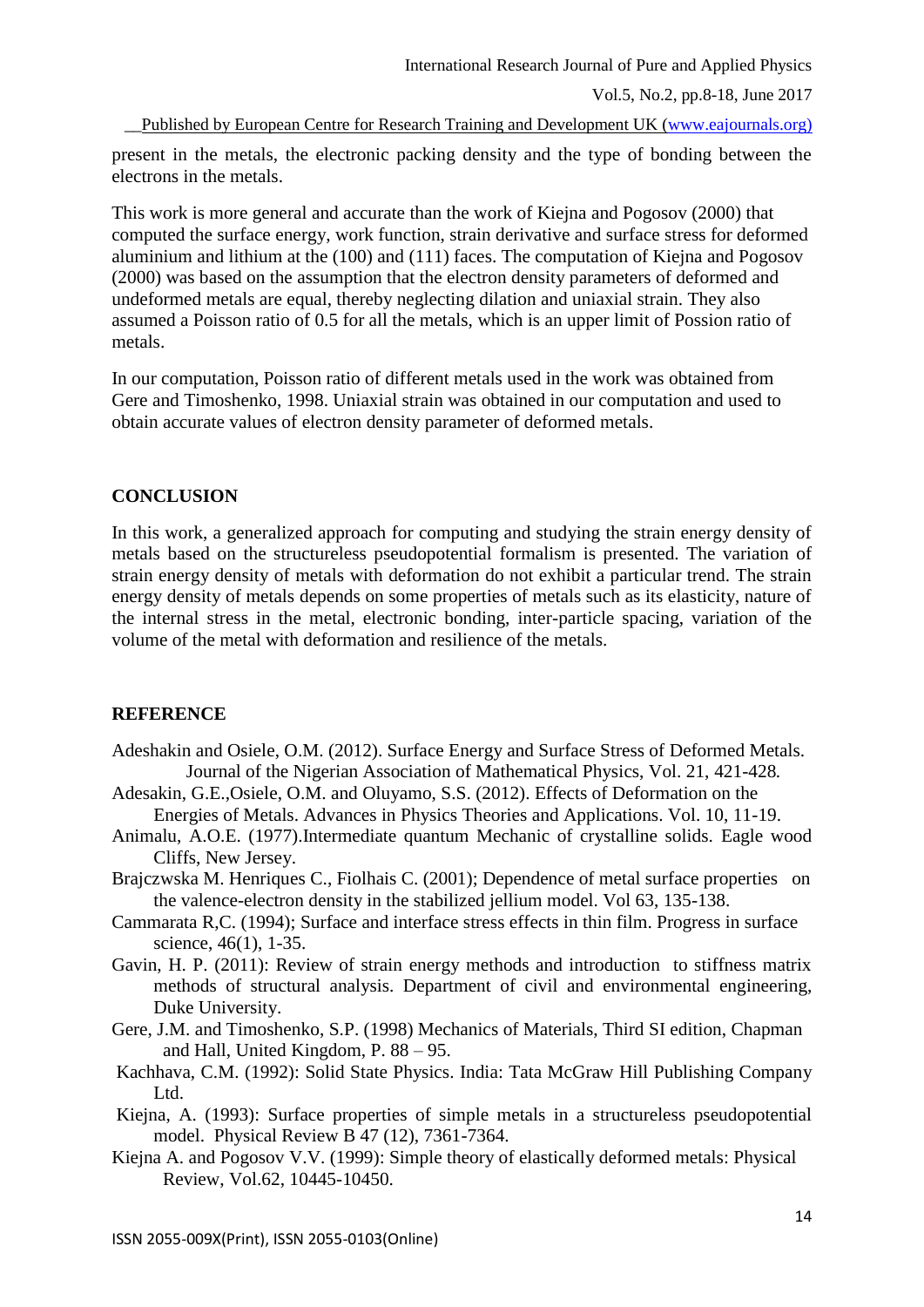present in the metals, the electronic packing density and the type of bonding between the electrons in the metals.

This work is more general and accurate than the work of Kiejna and Pogosov (2000) that computed the surface energy, work function, strain derivative and surface stress for deformed aluminium and lithium at the (100) and (111) faces. The computation of Kiejna and Pogosov (2000) was based on the assumption that the electron density parameters of deformed and undeformed metals are equal, thereby neglecting dilation and uniaxial strain. They also assumed a Poisson ratio of 0.5 for all the metals, which is an upper limit of Possion ratio of metals.

In our computation, Poisson ratio of different metals used in the work was obtained from Gere and Timoshenko, 1998. Uniaxial strain was obtained in our computation and used to obtain accurate values of electron density parameter of deformed metals.

## CONCLUSION

In this work, a generalized approach for computing and studying the strain energy density of metals based on the structureless pseudopotential formalism is presented. The variation of strain energy density of metals with deformation do not exhibit a particular trend. The strain energy density of metals depends on some properties of metals such as its elasticity, nature of the internal stress in the metal, electronic bonding, inter-particle spacing, variation of the volume of the metal with deformation and resilience of the metals.

## REFERENCE

Adeshakin and Osiele, O.M. (2012). Surface Energy and Surface Stress of Deformed Metals. Journal of the Nigerian Association of Mathematical Physics, Vol. 21, 421-428.

Adesakin, G.E.,Osiele, O.M. and Oluyamo, S.S. (2012). Effects of Deformation on the Energies of Metals. Advances in Physics Theories and Applications. Vol. 10, 11-19.

Animalu, A.O.E. (1977).Intermediate quantum Mechanic of crystalline solids. Eagle wood Cliffs, New Jersey.

Brajczwska M. Henriques C., Fiolhais C. (2001); Dependence of metal surface properties on the valence-electron density in the stabilized jellium model. Vol 63, 135-138.

Cammarata R,C. (1994); Surface and interface stress effects in thin film. Progress in surface science, 46(1), 1-35.

Gavin, H. P. (2011): Review of strain energy methods and introduction to stiffness matrix methods of structural analysis. Department of civil and environmental engineering, Duke University.

Gere, J.M. and Timoshenko, S.P. (1998) Mechanics of Materials, Third SI edition, Chapman and Hall, United Kingdom, P. 88 – 95.

Kachhava, C.M. (1992): Solid State Physics. India: Tata McGraw Hill Publishing Company Ltd.

Kiejna, A. (1993): Surface properties of simple metals in a structureless pseudopotential model. Physical Review B 47 (12), 7361-7364.

Kiejna A. and Pogosov V.V. (1999): Simple theory of elastically deformed metals: Physical Review, Vol.62, 10445-10450.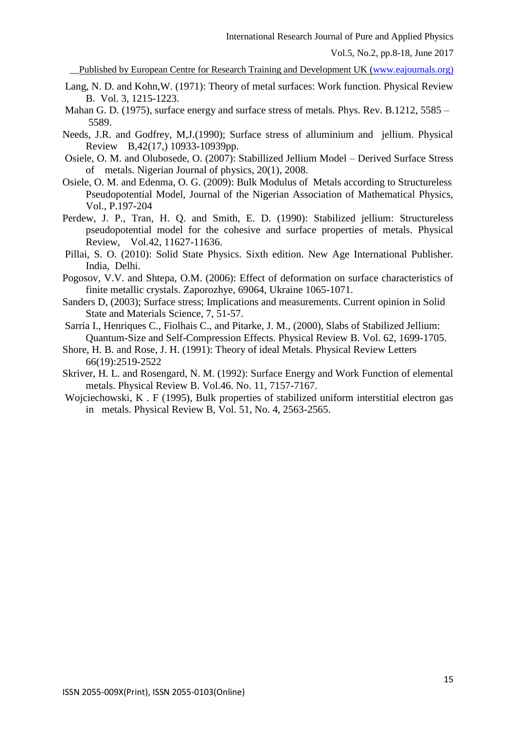Lang, N. D. and Kohn,W. (1971): Theory of metal surfaces: Work function. Physical Review B. Vol. 3, 1215-1223.

Mahan G. D. (1975), surface energy and surface stress of metals. Phys. Rev. B.1212, 5585 – 5589.

Needs, J.R. and Godfrey, M,J.(1990); Surface stress of alluminium and jellium. Physical Review B,42(17,) 10933-10939pp.

Osiele, O. M. and Olubosede, O. (2007): Stabillized Jellium Model – Derived Surface Stress of metals. Nigerian Journal of physics, 20(1), 2008.

Osiele, O. M. and Edenma, O. G. (2009): Bulk Modulus of Metals according to Structureless Pseudopotential Model, Journal of the Nigerian Association of Mathematical Physics, Vol., P.197-204

Perdew, J. P., Tran, H. Q. and Smith, E. D. (1990): Stabilized jellium: Structureless pseudopotential model for the cohesive and surface properties of metals. Physical Review, Vol.42, 11627-11636.

Pillai, S. O. (2010): Solid State Physics. Sixth edition. New Age International Publisher. India, Delhi.

Pogosov, V.V. and Shtepa, O.M. (2006): Effect of deformation on surface characteristics of finite metallic crystals. Zaporozhye, 69064, Ukraine 1065-1071.

Sanders D, (2003); Surface stress; Implications and measurements. Current opinion in Solid State and Materials Science, 7, 51-57.

Sarria I., Henriques C., Fiolhais C., and Pitarke, J. M., (2000), Slabs of Stabilized Jellium: Quantum-Size and Self-Compression Effects. Physical Review B. Vol. 62, 1699-1705.

Shore, H. B. and Rose, J. H. (1991): Theory of ideal Metals. Physical Review Letters 66(19):2519-2522

Skriver, H. L. and Rosengard, N. M. (1992): Surface Energy and Work Function of elemental metals. Physical Review B. Vol.46. No. 11, 7157-7167.

Wojciechowski, K . F (1995), Bulk properties of stabilized uniform interstitial electron gas in metals. Physical Review B, Vol. 51, No. 4, 2563-2565.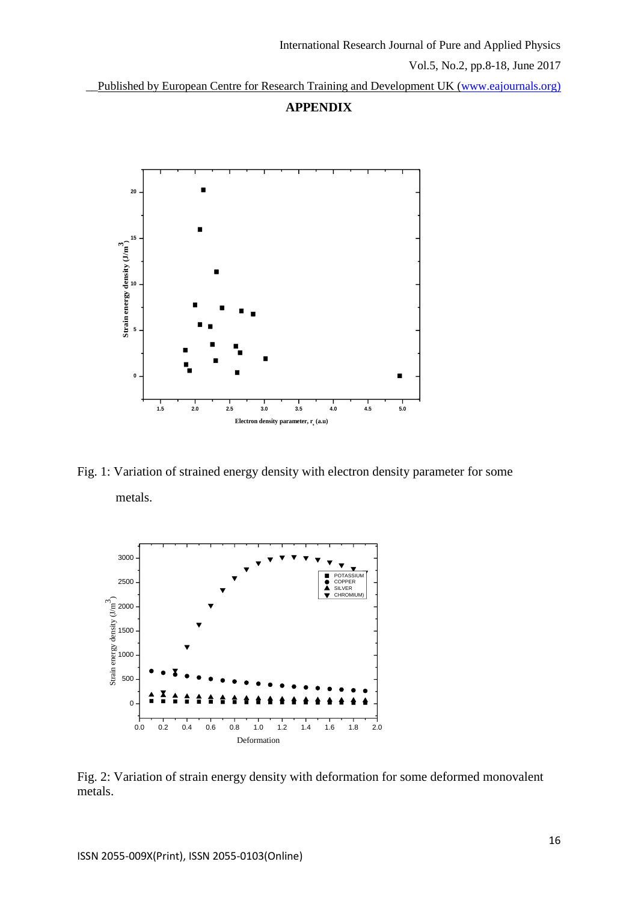## APPENDIX

Fig. 1: Variation of strained energy density with electron density parameter for some metals.

Fig. 2: Variation of strain energy density with deformation for some deformed monovalent metals.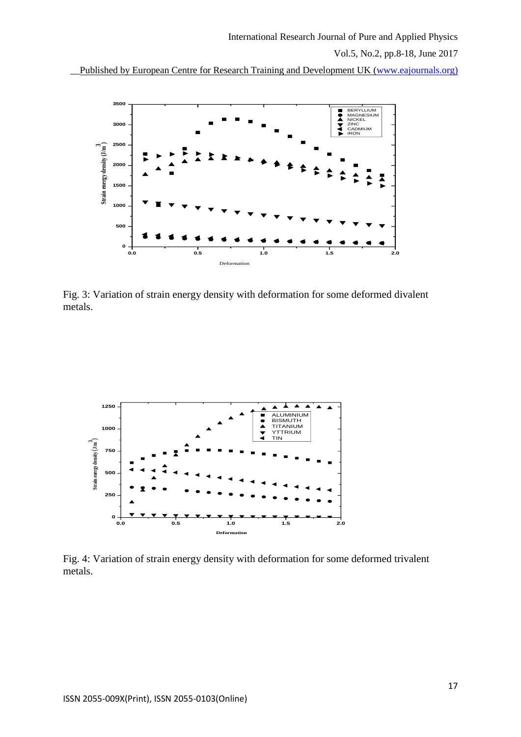Fig. 3: Variation of strain energy density with deformation for some deformed divalent metals.

Fig. 4: Variation of strain energy density with deformation for some deformed trivalent metals.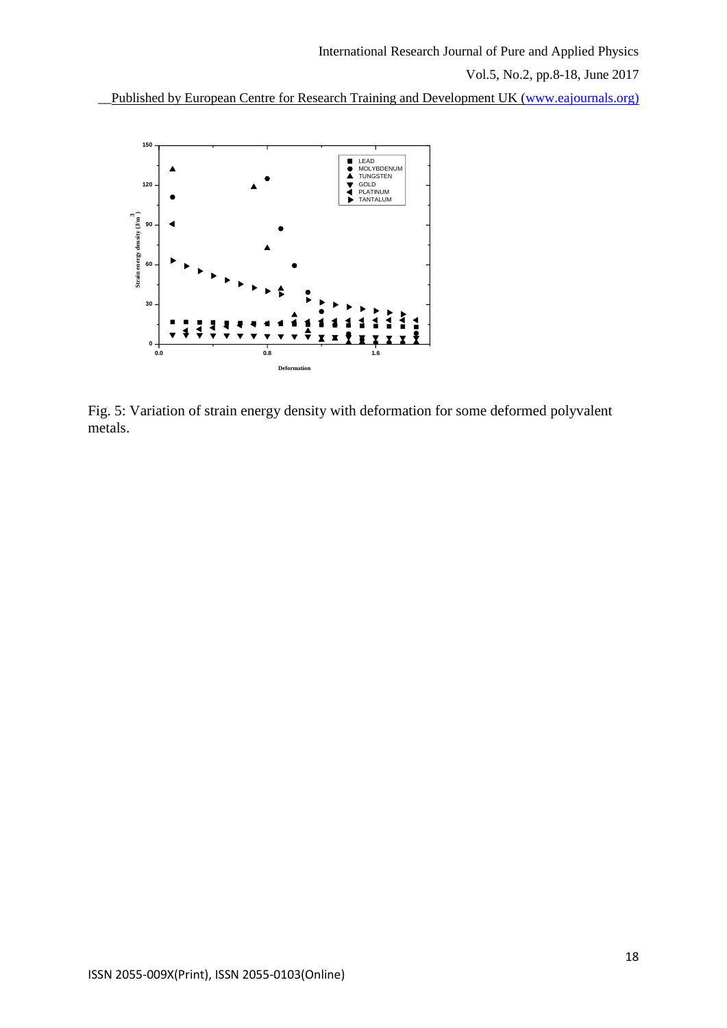150

120

90

60

30

0

0.0

0.8

1.6

Strain energy density (J/m$^3$)

Deformation

LEAD
MOLYBDENUM
TUNGSTEN
GOLD
PLATINUM
TANTALUM

Fig. 5: Variation of strain energy density with deformation for some deformed polyvalent metals.